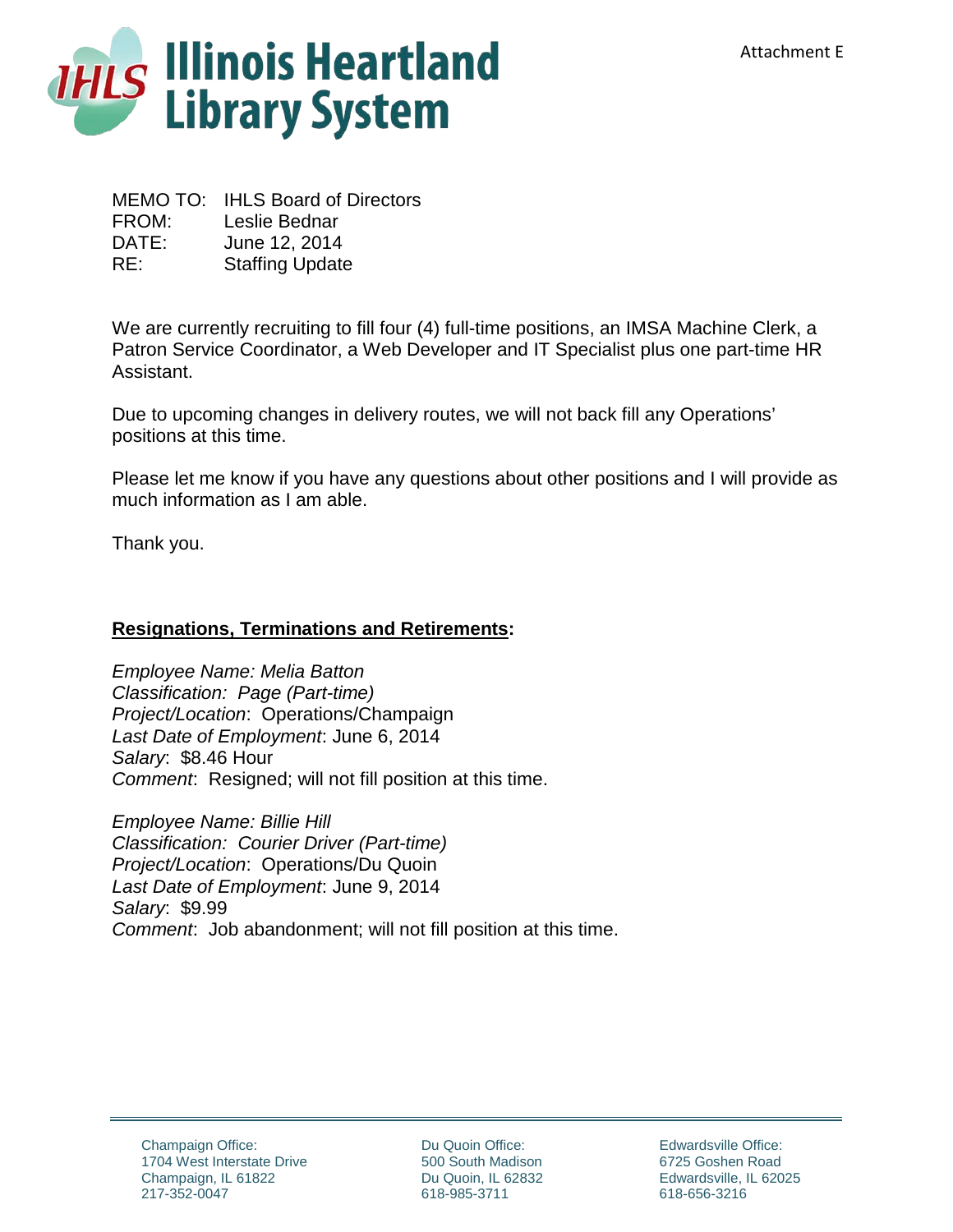Attachment E

# Illinois Heartland Library System

MEMO TO: IHLS Board of Directors
FROM: Leslie Bednar
DATE: June 12, 2014
RE: Staffing Update

We are currently recruiting to fill four (4) full-time positions, an IMSA Machine Clerk, a Patron Service Coordinator, a Web Developer and IT Specialist plus one part-time HR Assistant.

Due to upcoming changes in delivery routes, we will not back fill any Operations' positions at this time.

Please let me know if you have any questions about other positions and I will provide as much information as I am able.

Thank you.

**Resignations, Terminations and Retirements:**

*Employee Name: Melia Batton*
*Classification: Page (Part-time)*
*Project/Location*: Operations/Champaign
*Last Date of Employment*: June 6, 2014
*Salary*: $8.46 Hour
*Comment*: Resigned; will not fill position at this time.

*Employee Name: Billie Hill*
*Classification: Courier Driver (Part-time)*
*Project/Location*: Operations/Du Quoin
*Last Date of Employment*: June 9, 2014
*Salary*: $9.99
*Comment*: Job abandonment; will not fill position at this time.

Champaign Office:
1704 West Interstate Drive
Champaign, IL 61822
217-352-0047

Du Quoin Office:
500 South Madison
Du Quoin, IL 62832
618-985-3711

Edwardsville Office:
6725 Goshen Road
Edwardsville, IL 62025
618-656-3216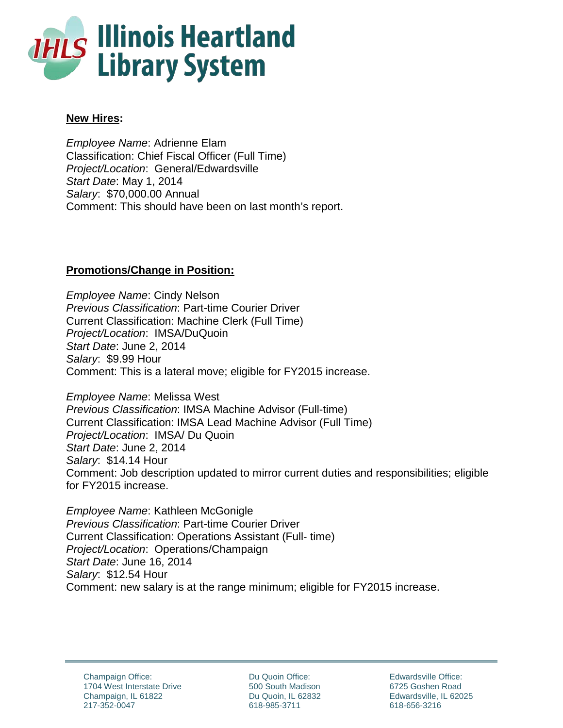**New Hires:**

*Employee Name*: Adrienne Elam
Classification: Chief Fiscal Officer (Full Time)
*Project/Location*: General/Edwardsville
*Start Date*: May 1, 2014
*Salary*: $70,000.00 Annual
Comment: This should have been on last month's report.

**Promotions/Change in Position:**

*Employee Name*: Cindy Nelson
*Previous Classification*: Part-time Courier Driver
Current Classification: Machine Clerk (Full Time)
*Project/Location*: IMSA/DuQuoin
*Start Date*: June 2, 2014
*Salary*: $9.99 Hour
Comment: This is a lateral move; eligible for FY2015 increase.

*Employee Name*: Melissa West
*Previous Classification*: IMSA Machine Advisor (Full-time)
Current Classification: IMSA Lead Machine Advisor (Full Time)
*Project/Location*: IMSA/ Du Quoin
*Start Date*: June 2, 2014
*Salary*: $14.14 Hour
Comment: Job description updated to mirror current duties and responsibilities; eligible for FY2015 increase.

*Employee Name*: Kathleen McGonigle
*Previous Classification*: Part-time Courier Driver
Current Classification: Operations Assistant (Full- time)
*Project/Location*: Operations/Champaign
*Start Date*: June 16, 2014
*Salary*: $12.54 Hour
Comment: new salary is at the range minimum; eligible for FY2015 increase.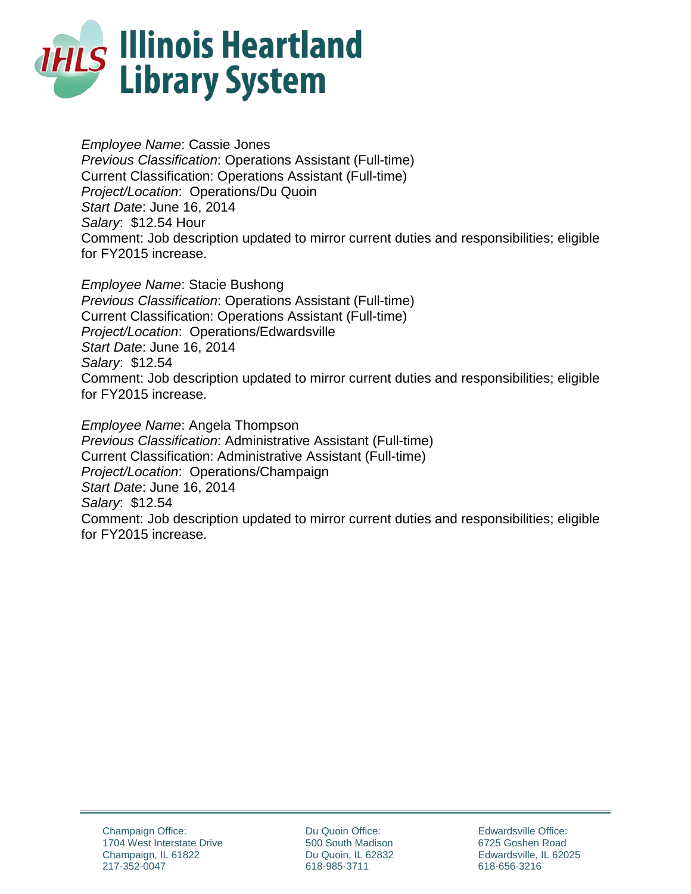*Employee Name*: Cassie Jones
*Previous Classification*: Operations Assistant (Full-time)
Current Classification: Operations Assistant (Full-time)
*Project/Location*: Operations/Du Quoin
*Start Date*: June 16, 2014
*Salary*: $12.54 Hour
Comment: Job description updated to mirror current duties and responsibilities; eligible for FY2015 increase.

*Employee Name*: Stacie Bushong
*Previous Classification*: Operations Assistant (Full-time)
Current Classification: Operations Assistant (Full-time)
*Project/Location*: Operations/Edwardsville
*Start Date*: June 16, 2014
*Salary*: $12.54
Comment: Job description updated to mirror current duties and responsibilities; eligible for FY2015 increase.

*Employee Name*: Angela Thompson
*Previous Classification*: Administrative Assistant (Full-time)
Current Classification: Administrative Assistant (Full-time)
*Project/Location*: Operations/Champaign
*Start Date*: June 16, 2014
*Salary*: $12.54
Comment: Job description updated to mirror current duties and responsibilities; eligible for FY2015 increase.